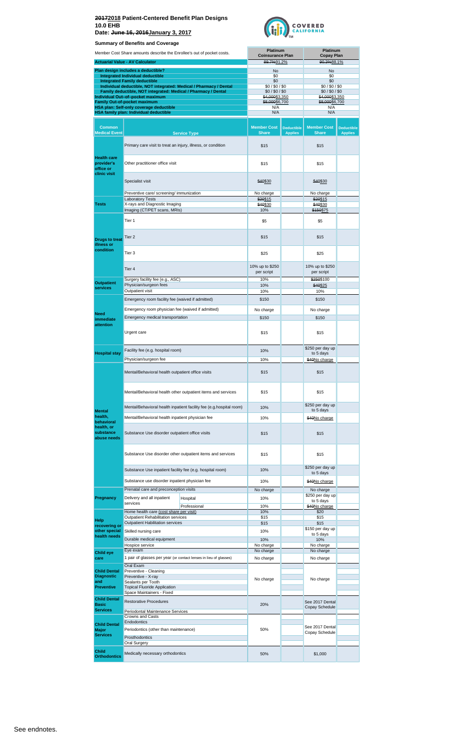# ~~2017~~2018 Patient-Centered Benefit Plan Designs
## 10.0 EHB
## Date: ~~June 16, 2016~~January 3, 2017

**Summary of Benefits and Coverage**

| Member Cost Share amounts describe the Enrollee's out of pocket costs. | Platinum Coinsurance Plan | Platinum Copay Plan |
|---|---|---|
| **Actuarial Value - AV Calculator** | ~~89.7%~~91.2% | ~~90.2%~~88.1% |
| **Plan design includes a deductible?** | No | No |
| **Integrated Individual deductible** | $0 | $0 |
| **Integrated Family deductible** | $0 | $0 |
| **Individual deductible, NOT integrated: Medical / Pharmacy / Dental** | $0 / $0 / $0 | $0 / $0 / $0 |
| **Family deductible, NOT integrated: Medical / Pharmacy / Dental** | $0 / $0 / $0 | $0 / $0 / $0 |
| **Individual Out-of-pocket maximum** | ~~$4,000~~$3,350 | ~~$4,000~~$3,350 |
| **Family Out-of-pocket maximum** | ~~$8,000~~$6,700 | ~~$8,000~~$6,700 |
| **HSA plan: Self-only coverage deductible** | N/A | N/A |
| **HSA family plan: Individual deductible** | N/A | N/A |

| Common Medical Event | Service Type | | Platinum Coinsurance: Member Cost Share | Deductible Applies | Platinum Copay: Member Cost Share | Deductible Applies |
|---|---|---|---|---|---|---|
| Health care provider's office or clinic visit | Primary care visit to treat an injury, illness, or condition | | $15 | | $15 | |
| | Other practitioner office visit | | $15 | | $15 | |
| | Specialist visit | | ~~$40~~$30 | | ~~$40~~$30 | |
| | Preventive care/ screening/ immunization | | No charge | | No charge | |
| Tests | Laboratory Tests | | ~~$20~~$15 | | ~~$20~~$15 | |
| | X-rays and Diagnostic Imaging | | ~~$40~~$30 | | ~~$40~~$30 | |
| | Imaging (CT/PET scans, MRIs) | | 10% | | ~~$150~~$75 | |
| Drugs to treat illness or condition | Tier 1 | | $5 | | $5 | |
| | Tier 2 | | $15 | | $15 | |
| | Tier 3 | | $25 | | $25 | |
| | Tier 4 | | 10% up to $250 per script | | 10% up to $250 per script | |
| Outpatient services | Surgery facility fee (e.g., ASC) | | 10% | | ~~$250~~$100 | |
| | Physician/surgeon fees | | 10% | | ~~$40~~$25 | |
| | Outpatient visit | | 10% | | 10% | |
| Need immediate attention | Emergency room facility fee (waived if admitted) | | $150 | | $150 | |
| | Emergency room physician fee (waived if admitted) | | No charge | | No charge | |
| | Emergency medical transportation | | $150 | | $150 | |
| | Urgent care | | $15 | | $15 | |
| Hospital stay | Facility fee (e.g. hospital room) | | 10% | | $250 per day up to 5 days | |
| | Physician/surgeon fee | | 10% | | ~~$40~~No charge | |
| Mental health, behavioral health, or substance abuse needs | Mental/Behavioral health outpatient office visits | | $15 | | $15 | |
| | Mental/Behavioral health other outpatient items and services | | $15 | | $15 | |
| | Mental/Behavioral health inpatient facility fee (e.g.hospital room) | | 10% | | $250 per day up to 5 days | |
| | Mental/Behavioral health inpatient physician fee | | 10% | | ~~$40~~No charge | |
| | Substance Use disorder outpatient office visits | | $15 | | $15 | |
| | Substance Use disorder other outpatient items and services | | $15 | | $15 | |
| | Substance Use inpatient facility fee (e.g. hospital room) | | 10% | | $250 per day up to 5 days | |
| | Substance use disorder inpatient physician fee | | 10% | | ~~$40~~No charge | |
| Pregnancy | Prenatal care and preconception visits | | No charge | | No charge | |
| | Delivery and all inpatient services | Hospital | 10% | | $250 per day up to 5 days | |
| | | Professional | 10% | | ~~$40~~No charge | |
| Help recovering or other special health needs | Home health care (cost share per visit) | | 10% | | $20 | |
| | Outpatient Rehabilitation services | | $15 | | $15 | |
| | Outpatient Habilitation services | | $15 | | $15 | |
| | Skilled nursing care | | 10% | | $150 per day up to 5 days | |
| | Durable medical equipment | | 10% | | 10% | |
| | Hospice service | | No charge | | No charge | |
| Child eye care | Eye exam | | No charge | | No charge | |
| | 1 pair of glasses per year (or contact lenses in lieu of glasses) | | No charge | | No charge | |
| Child Dental Diagnostic and Preventive | Oral Exam | | No charge | | No charge | |
| | Preventive - Cleaning | | | | | |
| | Preventive - X-ray | | | | | |
| | Sealants per Tooth | | | | | |
| | Topical Fluoride Application | | | | | |
| | Space Maintainers - Fixed | | | | | |
| Child Dental Basic Services | Restorative Procedures | | 20% | | See 2017 Dental Copay Schedule | |
| | Periodontal Maintenance Services | | | | | |
| Child Dental Major Services | Crowns and Casts | | 50% | | See 2017 Dental Copay Schedule | |
| | Endodontics | | | | | |
| | Periodontics (other than maintenance) | | | | | |
| | Prosthodontics | | | | | |
| | Oral Surgery | | | | | |
| Child Orthodontics | Medically necessary orthodontics | | 50% | | $1,000 | |

See endnotes.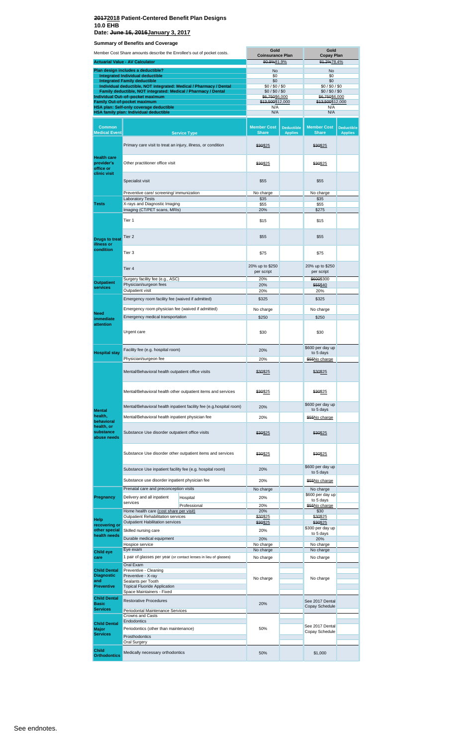# ~~2017~~2018 Patient-Centered Benefit Plan Designs
# 10.0 EHB
# Date: ~~June 16, 2016~~January 3, 2017

## Summary of Benefits and Coverage

| Member Cost Share amounts describe the Enrollee's out of pocket costs. | Gold Coinsurance Plan | Gold Copay Plan |
|---|---|---|
| **Actuarial Value - AV Calculator** | ~~80.9%~~81.9% | ~~81.2%~~78.4% |
| **Plan design includes a deductible?** | No | No |
| **Integrated Individual deductible** | $0 | $0 |
| **Integrated Family deductible** | $0 | $0 |
| **Individual deductible, NOT integrated: Medical / Pharmacy / Dental** | $0 / $0 / $0 | $0 / $0 / $0 |
| **Family deductible, NOT integrated: Medical / Pharmacy / Dental** | $0 / $0 / $0 | $0 / $0 / $0 |
| **Individual Out–of–pocket maximum** | ~~$6,750~~$6,000 | ~~$6,750~~$6,000 |
| **Family Out-of-pocket maximum** | ~~$13,500~~$12,000 | ~~$13,500~~$12,000 |
| **HSA plan: Self-only coverage deductible** | N/A | N/A |
| **HSA family plan: Individual deductible** | N/A | N/A |

| Common Medical Event | Service Type | | Gold Coinsurance Member Cost Share | Deductible Applies | Gold Copay Member Cost Share | Deductible Applies |
|---|---|---|---|---|---|---|
| Health care provider's office or clinic visit | Primary care visit to treat an injury, illness, or condition | | ~~$30~~$25 | | ~~$30~~$25 | |
| | Other practitioner office visit | | ~~$30~~$25 | | ~~$30~~$25 | |
| | Specialist visit | | $55 | | $55 | |
| | Preventive care/ screening/ immunization | | No charge | | No charge | |
| Tests | Laboratory Tests | | $35 | | $35 | |
| | X-rays and Diagnostic Imaging | | $55 | | $55 | |
| | Imaging (CT/PET scans, MRIs) | | 20% | | $275 | |
| Drugs to treat illness or condition | Tier 1 | | $15 | | $15 | |
| | Tier 2 | | $55 | | $55 | |
| | Tier 3 | | $75 | | $75 | |
| | Tier 4 | | 20% up to $250 per script | | 20% up to $250 per script | |
| Outpatient services | Surgery facility fee (e.g., ASC) | | 20% | | ~~$600~~$300 | |
| | Physician/surgeon fees | | 20% | | ~~$55~~$40 | |
| | Outpatient visit | | 20% | | 20% | |
| Need immediate attention | Emergency room facility fee (waived if admitted) | | $325 | | $325 | |
| | Emergency room physician fee (waived if admitted) | | No charge | | No charge | |
| | Emergency medical transportation | | $250 | | $250 | |
| | Urgent care | | $30 | | $30 | |
| Hospital stay | Facility fee (e.g. hospital room) | | 20% | | $600 per day up to 5 days | |
| | Physician/surgeon fee | | 20% | | ~~$55~~No charge | |
| Mental health, behavioral health, or substance abuse needs | Mental/Behavioral health outpatient office visits | | ~~$30~~$25 | | ~~$30~~$25 | |
| | Mental/Behavioral health other outpatient items and services | | ~~$30~~$25 | | ~~$30~~$25 | |
| | Mental/Behavioral health inpatient facility fee (e.g.hospital room) | | 20% | | $600 per day up to 5 days | |
| | Mental/Behavioral health inpatient physician fee | | 20% | | ~~$55~~No charge | |
| | Substance Use disorder outpatient office visits | | ~~$30~~$25 | | ~~$30~~$25 | |
| | Substance Use disorder other outpatient items and services | | ~~$30~~$25 | | ~~$30~~$25 | |
| | Substance Use inpatient facility fee (e.g. hospital room) | | 20% | | $600 per day up to 5 days | |
| | Substance use disorder inpatient physician fee | | 20% | | ~~$55~~No charge | |
| Pregnancy | Prenatal care and preconception visits | | No charge | | No charge | |
| | Delivery and all inpatient services | Hospital | 20% | | $600 per day up to 5 days | |
| | | Professional | 20% | | ~~$55~~No charge | |
| Help recovering or other special health needs | Home health care (cost share per visit) | | 20% | | $30 | |
| | Outpatient Rehabilitation services | | ~~$30~~$25 | | ~~$30~~$25 | |
| | Outpatient Habilitation services | | ~~$30~~$25 | | ~~$30~~$25 | |
| | Skilled nursing care | | 20% | | $300 per day up to 5 days | |
| | Durable medical equipment | | 20% | | 20% | |
| | Hospice service | | No charge | | No charge | |
| Child eye care | Eye exam | | No charge | | No charge | |
| | 1 pair of glasses per year (or contact lenses in lieu of glasses) | | No charge | | No charge | |
| Child Dental Diagnostic and Preventive | Oral Exam | | No charge | | No charge | |
| | Preventive - Cleaning | | | | | |
| | Preventive - X-ray | | | | | |
| | Sealants per Tooth | | | | | |
| | Topical Fluoride Application | | | | | |
| | Space Maintainers - Fixed | | | | | |
| Child Dental Basic Services | Restorative Procedures | | 20% | | See 2017 Dental Copay Schedule | |
| | Periodontal Maintenance Services | | | | | |
| Child Dental Major Services | Crowns and Casts | | 50% | | See 2017 Dental Copay Schedule | |
| | Endodontics | | | | | |
| | Periodontics (other than maintenance) | | | | | |
| | Prosthodontics | | | | | |
| | Oral Surgery | | | | | |
| Child Orthodontics | Medically necessary orthodontics | | 50% | | $1,000 | |

See endnotes.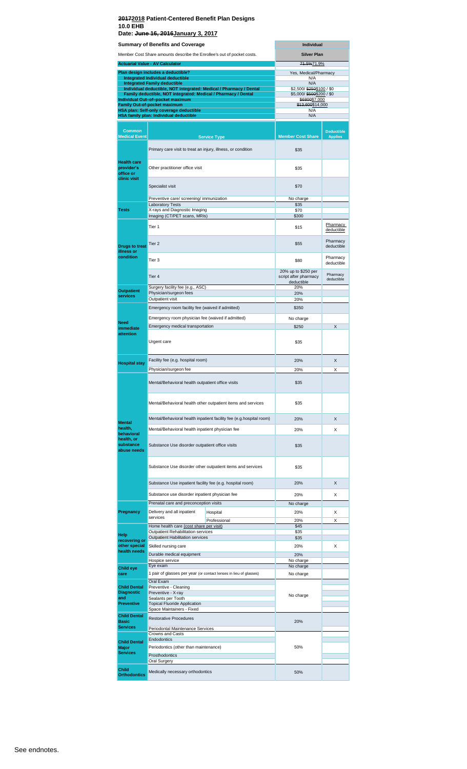# ~~2017~~2018 Patient-Centered Benefit Plan Designs
## 10.0 EHB
## Date: ~~June 16, 2016~~January 3, 2017

| Summary of Benefits and Coverage | Individual |
|---|---|
| Member Cost Share amounts describe the Enrollee's out of pocket costs. | Silver Plan |
| **Actuarial Value - AV Calculator** | ~~71.5%~~71.9% |
| **Plan design includes a deductible?** | Yes, Medical/Pharmacy |
| **Integrated Individual deductible** | N/A |
| **Integrated Family deductible** | N/A |
| **Individual deductible, NOT integrated: Medical / Pharmacy / Dental** | $2,500/ ~~$250~~$100 / $0 |
| **Family deductible, NOT integrated: Medical / Pharmacy / Dental** | $5,000/ ~~$500~~$200 / $0 |
| **Individual Out–of–pocket maximum** | ~~$6800~~$7,000 |
| **Family Out-of-pocket maximum** | ~~$13,600~~$14,000 |
| **HSA plan: Self-only coverage deductible** | N/A |
| **HSA family plan: Individual deductible** | N/A |

| Common Medical Event | Service Type | | Member Cost Share | Deductible Applies |
|---|---|---|---|---|
| Health care provider's office or clinic visit | Primary care visit to treat an injury, illness, or condition | | $35 | |
| | Other practitioner office visit | | $35 | |
| | Specialist visit | | $70 | |
| | Preventive care/ screening/ immunization | | No charge | |
| Tests | Laboratory Tests | | $35 | |
| | X-rays and Diagnostic Imaging | | $70 | |
| | Imaging (CT/PET scans, MRIs) | | $300 | |
| Drugs to treat illness or condition | Tier 1 | | $15 | Pharmacy deductible |
| | Tier 2 | | $55 | Pharmacy deductible |
| | Tier 3 | | $80 | Pharmacy deductible |
| | Tier 4 | | 20% up to $250 per script after pharmacy deductible | Pharmacy deductible |
| Outpatient services | Surgery facility fee (e.g., ASC) | | 20% | |
| | Physician/surgeon fees | | 20% | |
| | Outpatient visit | | 20% | |
| Need immediate attention | Emergency room facility fee (waived if admitted) | | $350 | |
| | Emergency room physician fee (waived if admitted) | | No charge | |
| | Emergency medical transportation | | $250 | X |
| | Urgent care | | $35 | |
| Hospital stay | Facility fee (e.g. hospital room) | | 20% | X |
| | Physician/surgeon fee | | 20% | X |
| Mental health, behavioral health, or substance abuse needs | Mental/Behavioral health outpatient office visits | | $35 | |
| | Mental/Behavioral health other outpatient items and services | | $35 | |
| | Mental/Behavioral health inpatient facility fee (e.g.hospital room) | | 20% | X |
| | Mental/Behavioral health inpatient physician fee | | 20% | X |
| | Substance Use disorder outpatient office visits | | $35 | |
| | Substance Use disorder other outpatient items and services | | $35 | |
| | Substance Use inpatient facility fee (e.g. hospital room) | | 20% | X |
| | Substance use disorder inpatient physician fee | | 20% | X |
| Pregnancy | Prenatal care and preconception visits | | No charge | |
| | Delivery and all inpatient services | Hospital | 20% | X |
| | | Professional | 20% | X |
| Help recovering or other special health needs | Home health care (cost share per visit) | | $45 | |
| | Outpatient Rehabilitation services | | $35 | |
| | Outpatient Habilitation services | | $35 | |
| | Skilled nursing care | | 20% | X |
| | Durable medical equipment | | 20% | |
| | Hospice service | | No charge | |
| Child eye care | Eye exam | | No charge | |
| | 1 pair of glasses per year (or contact lenses in lieu of glasses) | | No charge | |
| Child Dental Diagnostic and Preventive | Oral Exam | | No charge | |
| | Preventive - Cleaning | | | |
| | Preventive - X-ray | | | |
| | Sealants per Tooth | | | |
| | Topical Fluoride Application | | | |
| | Space Maintainers - Fixed | | | |
| Child Dental Basic Services | Restorative Procedures | | 20% | |
| | Periodontal Maintenance Services | | | |
| Child Dental Major Services | Crowns and Casts | | 50% | |
| | Endodontics | | | |
| | Periodontics (other than maintenance) | | | |
| | Prosthodontics | | | |
| | Oral Surgery | | | |
| Child Orthodontics | Medically necessary orthodontics | | 50% | |

See endnotes.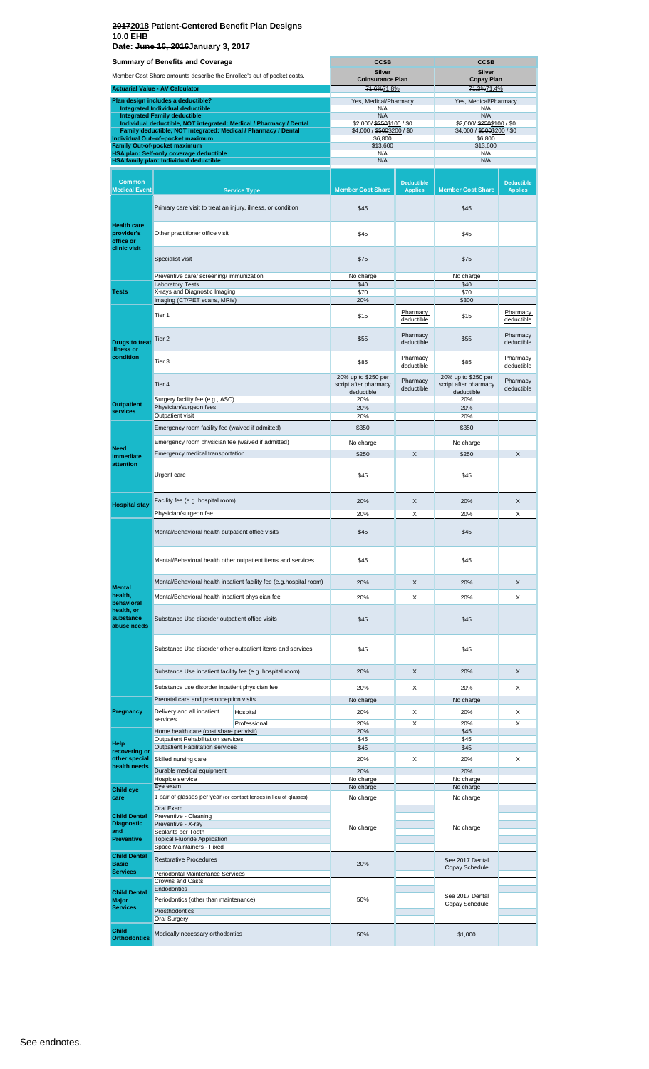# ~~2017~~2018 Patient-Centered Benefit Plan Designs
## 10.0 EHB
## Date: ~~June 16, 2016~~January 3, 2017

| Summary of Benefits and Coverage | CCSB | | CCSB | |
|---|---|---|---|---|
| Member Cost Share amounts describe the Enrollee's out of pocket costs. | Silver Coinsurance Plan | | Silver Copay Plan | |
| **Actuarial Value - AV Calculator** | ~~71.6%~~71.8% | | ~~71.3%~~71.4% | |
| **Plan design includes a deductible?** | Yes, Medical/Pharmacy | | Yes, Medical/Pharmacy | |
| **Integrated Individual deductible** | N/A | | N/A | |
| **Integrated Family deductible** | N/A | | N/A | |
| **Individual deductible, NOT integrated: Medical / Pharmacy / Dental** | $2,000/ ~~$250~~$100 / $0 | | $2,000/ ~~$250~~$100 / $0 | |
| **Family deductible, NOT integrated: Medical / Pharmacy / Dental** | $4,000 / ~~$500~~$200 / $0 | | $4,000 / ~~$500~~$200 / $0 | |
| **Individual Out–of–pocket maximum** | $6,800 | | $6,800 | |
| **Family Out-of-pocket maximum** | $13,600 | | $13,600 | |
| **HSA plan: Self-only coverage deductible** | N/A | | N/A | |
| **HSA family plan: Individual deductible** | N/A | | N/A | |

| Common Medical Event | Service Type | | Member Cost Share | Deductible Applies | Member Cost Share | Deductible Applies |
|---|---|---|---|---|---|---|
| Health care provider's office or clinic visit | Primary care visit to treat an injury, illness, or condition | | $45 | | $45 | |
| | Other practitioner office visit | | $45 | | $45 | |
| | Specialist visit | | $75 | | $75 | |
| | Preventive care/ screening/ immunization | | No charge | | No charge | |
| Tests | Laboratory Tests | | $40 | | $40 | |
| | X-rays and Diagnostic Imaging | | $70 | | $70 | |
| | Imaging (CT/PET scans, MRIs) | | 20% | | $300 | |
| Drugs to treat illness or condition | Tier 1 | | $15 | Pharmacy deductible | $15 | Pharmacy deductible |
| | Tier 2 | | $55 | Pharmacy deductible | $55 | Pharmacy deductible |
| | Tier 3 | | $85 | Pharmacy deductible | $85 | Pharmacy deductible |
| | Tier 4 | | 20% up to $250 per script after pharmacy deductible | Pharmacy deductible | 20% up to $250 per script after pharmacy deductible | Pharmacy deductible |
| Outpatient services | Surgery facility fee (e.g., ASC) | | 20% | | 20% | |
| | Physician/surgeon fees | | 20% | | 20% | |
| | Outpatient visit | | 20% | | 20% | |
| Need immediate attention | Emergency room facility fee (waived if admitted) | | $350 | | $350 | |
| | Emergency room physician fee (waived if admitted) | | No charge | | No charge | |
| | Emergency medical transportation | | $250 | X | $250 | X |
| | Urgent care | | $45 | | $45 | |
| Hospital stay | Facility fee (e.g. hospital room) | | 20% | X | 20% | X |
| | Physician/surgeon fee | | 20% | X | 20% | X |
| Mental health, behavioral health, or substance abuse needs | Mental/Behavioral health outpatient office visits | | $45 | | $45 | |
| | Mental/Behavioral health other outpatient items and services | | $45 | | $45 | |
| | Mental/Behavioral health inpatient facility fee (e.g.hospital room) | | 20% | X | 20% | X |
| | Mental/Behavioral health inpatient physician fee | | 20% | X | 20% | X |
| | Substance Use disorder outpatient office visits | | $45 | | $45 | |
| | Substance Use disorder other outpatient items and services | | $45 | | $45 | |
| | Substance Use inpatient facility fee (e.g. hospital room) | | 20% | X | 20% | X |
| | Substance use disorder inpatient physician fee | | 20% | X | 20% | X |
| Pregnancy | Prenatal care and preconception visits | | No charge | | No charge | |
| | Delivery and all inpatient services | Hospital | 20% | X | 20% | X |
| | | Professional | 20% | X | 20% | X |
| Help recovering or other special health needs | Home health care (cost share per visit) | | 20% | | $45 | |
| | Outpatient Rehabilitation services | | $45 | | $45 | |
| | Outpatient Habilitation services | | $45 | | $45 | |
| | Skilled nursing care | | 20% | X | 20% | X |
| | Durable medical equipment | | 20% | | 20% | |
| | Hospice service | | No charge | | No charge | |
| Child eye care | Eye exam | | No charge | | No charge | |
| | 1 pair of glasses per year (or contact lenses in lieu of glasses) | | No charge | | No charge | |
| Child Dental Diagnostic and Preventive | Oral Exam | | No charge | | No charge | |
| | Preventive - Cleaning | | | | | |
| | Preventive - X-ray | | | | | |
| | Sealants per Tooth | | | | | |
| | Topical Fluoride Application | | | | | |
| | Space Maintainers - Fixed | | | | | |
| Child Dental Basic Services | Restorative Procedures | | 20% | | See 2017 Dental Copay Schedule | |
| | Periodontal Maintenance Services | | | | | |
| Child Dental Major Services | Crowns and Casts | | 50% | | See 2017 Dental Copay Schedule | |
| | Endodontics | | | | | |
| | Periodontics (other than maintenance) | | | | | |
| | Prosthodontics | | | | | |
| | Oral Surgery | | | | | |
| Child Orthodontics | Medically necessary orthodontics | | 50% | | $1,000 | |

See endnotes.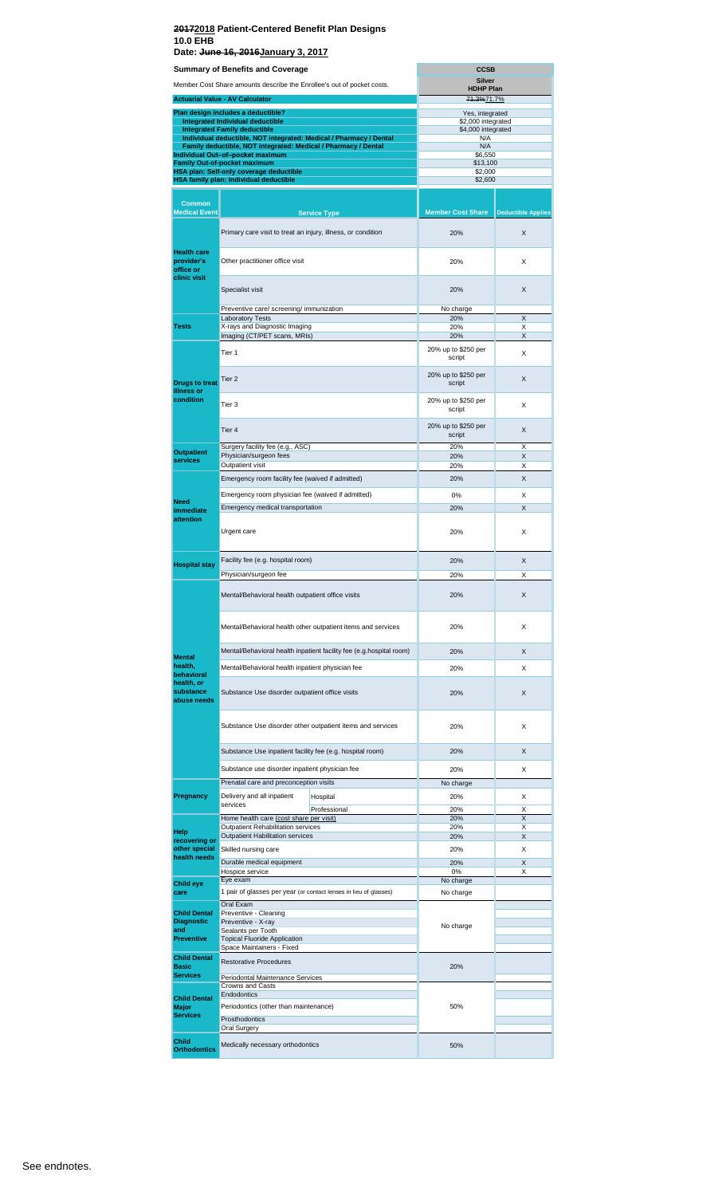# ~~2017~~2018 Patient-Centered Benefit Plan Designs

**10.0 EHB**

**Date: ~~June 16, 2016~~January 3, 2017**

| Summary of Benefits and Coverage | CCSB |
|---|---|
| Member Cost Share amounts describe the Enrollee's out of pocket costs. | **Silver HDHP Plan** |
| **Actuarial Value - AV Calculator** | ~~71.3%~~71.7% |
| **Plan design includes a deductible?** | Yes, integrated |
| **Integrated Individual deductible** | $2,000 integrated |
| **Integrated Family deductible** | $4,000 integrated |
| **Individual deductible, NOT integrated: Medical / Pharmacy / Dental** | N/A |
| **Family deductible, NOT integrated: Medical / Pharmacy / Dental** | N/A |
| **Individual Out–of–pocket maximum** | $6,550 |
| **Family Out-of-pocket maximum** | $13,100 |
| **HSA plan: Self-only coverage deductible** | $2,000 |
| **HSA family plan: Individual deductible** | $2,600 |

| Common Medical Event | Service Type | | Member Cost Share | Deductible Applies |
|---|---|---|---|---|
| **Health care provider's office or clinic visit** | Primary care visit to treat an injury, illness, or condition | | 20% | X |
| | Other practitioner office visit | | 20% | X |
| | Specialist visit | | 20% | X |
| | Preventive care/ screening/ immunization | | No charge | |
| **Tests** | Laboratory Tests | | 20% | X |
| | X-rays and Diagnostic Imaging | | 20% | X |
| | Imaging (CT/PET scans, MRIs) | | 20% | X |
| **Drugs to treat illness or condition** | Tier 1 | | 20% up to $250 per script | X |
| | Tier 2 | | 20% up to $250 per script | X |
| | Tier 3 | | 20% up to $250 per script | X |
| | Tier 4 | | 20% up to $250 per script | X |
| **Outpatient services** | Surgery facility fee (e.g., ASC) | | 20% | X |
| | Physician/surgeon fees | | 20% | X |
| | Outpatient visit | | 20% | X |
| **Need immediate attention** | Emergency room facility fee (waived if admitted) | | 20% | X |
| | Emergency room physician fee (waived if admitted) | | 0% | X |
| | Emergency medical transportation | | 20% | X |
| | Urgent care | | 20% | X |
| **Hospital stay** | Facility fee (e.g. hospital room) | | 20% | X |
| | Physician/surgeon fee | | 20% | X |
| **Mental health, behavioral health, or substance abuse needs** | Mental/Behavioral health outpatient office visits | | 20% | X |
| | Mental/Behavioral health other outpatient items and services | | 20% | X |
| | Mental/Behavioral health inpatient facility fee (e.g.hospital room) | | 20% | X |
| | Mental/Behavioral health inpatient physician fee | | 20% | X |
| | Substance Use disorder outpatient office visits | | 20% | X |
| | Substance Use disorder other outpatient items and services | | 20% | X |
| | Substance Use inpatient facility fee (e.g. hospital room) | | 20% | X |
| | Substance use disorder inpatient physician fee | | 20% | X |
| **Pregnancy** | Prenatal care and preconception visits | | No charge | |
| | Delivery and all inpatient services | Hospital | 20% | X |
| | | Professional | 20% | X |
| **Help recovering or other special health needs** | Home health care (cost share per visit) | | 20% | X |
| | Outpatient Rehabilitation services | | 20% | X |
| | Outpatient Habilitation services | | 20% | X |
| | Skilled nursing care | | 20% | X |
| | Durable medical equipment | | 20% | X |
| | Hospice service | | 0% | X |
| **Child eye care** | Eye exam | | No charge | |
| | 1 pair of glasses per year (or contact lenses in lieu of glasses) | | No charge | |
| **Child Dental Diagnostic and Preventive** | Oral Exam | | No charge | |
| | Preventive - Cleaning | | | |
| | Preventive - X-ray | | | |
| | Sealants per Tooth | | | |
| | Topical Fluoride Application | | | |
| | Space Maintainers - Fixed | | | |
| **Child Dental Basic Services** | Restorative Procedures | | 20% | |
| | Periodontal Maintenance Services | | | |
| **Child Dental Major Services** | Crowns and Casts | | 50% | |
| | Endodontics | | | |
| | Periodontics (other than maintenance) | | | |
| | Prosthodontics | | | |
| | Oral Surgery | | | |
| **Child Orthodontics** | Medically necessary orthodontics | | 50% | |

See endnotes.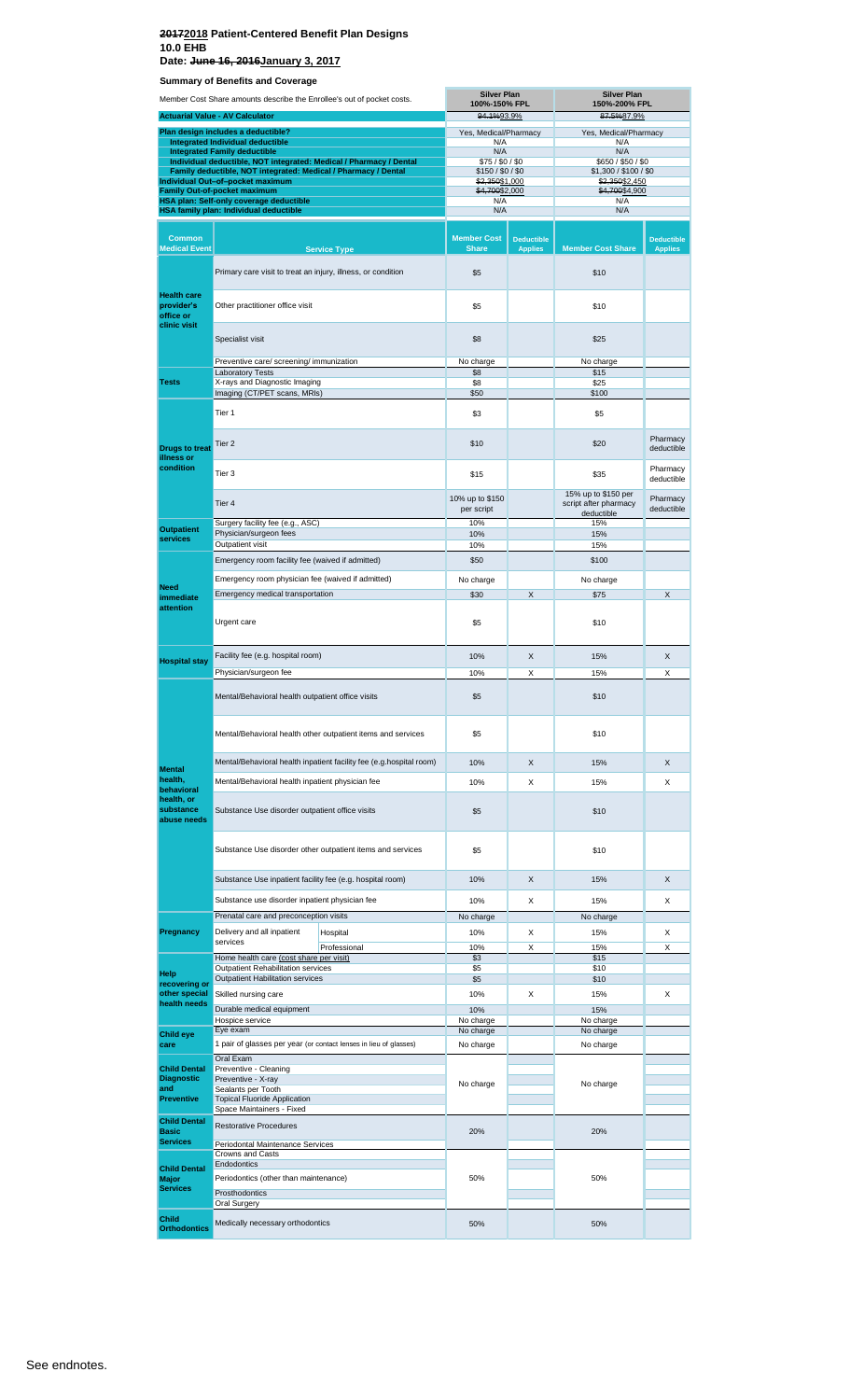# ~~2017~~2018 Patient-Centered Benefit Plan Designs
## 10.0 EHB
## Date: ~~June 16, 2016~~January 3, 2017

### Summary of Benefits and Coverage

| Member Cost Share amounts describe the Enrollee's out of pocket costs. | Silver Plan 100%-150% FPL | Silver Plan 150%-200% FPL |
|---|---|---|
| **Actuarial Value - AV Calculator** | ~~94.1%~~93.9% | ~~87.5%~~87.9% |
| **Plan design includes a deductible?** | Yes, Medical/Pharmacy | Yes, Medical/Pharmacy |
| **Integrated Individual deductible** | N/A | N/A |
| **Integrated Family deductible** | N/A | N/A |
| **Individual deductible, NOT integrated: Medical / Pharmacy / Dental** | $75 / $0 / $0 | $650 / $50 / $0 |
| **Family deductible, NOT integrated: Medical / Pharmacy / Dental** | $150 / $0 / $0 | $1,300 / $100 / $0 |
| **Individual Out-of-pocket maximum** | ~~$2,350~~$1,000 | ~~$2,350~~$2,450 |
| **Family Out-of-pocket maximum** | ~~$4,700~~$2,000 | ~~$4,700~~$4,900 |
| **HSA plan: Self-only coverage deductible** | N/A | N/A |
| **HSA family plan: Individual deductible** | N/A | N/A |

| Common Medical Event | Service Type | | Member Cost Share | Deductible Applies | Member Cost Share | Deductible Applies |
|---|---|---|---|---|---|---|
| Health care provider's office or clinic visit | Primary care visit to treat an injury, illness, or condition | | $5 | | $10 | |
| | Other practitioner office visit | | $5 | | $10 | |
| | Specialist visit | | $8 | | $25 | |
| | Preventive care/ screening/ immunization | | No charge | | No charge | |
| Tests | Laboratory Tests | | $8 | | $15 | |
| | X-rays and Diagnostic Imaging | | $8 | | $25 | |
| | Imaging (CT/PET scans, MRIs) | | $50 | | $100 | |
| Drugs to treat illness or condition | Tier 1 | | $3 | | $5 | |
| | Tier 2 | | $10 | | $20 | Pharmacy deductible |
| | Tier 3 | | $15 | | $35 | Pharmacy deductible |
| | Tier 4 | | 10% up to $150 per script | | 15% up to $150 per script after pharmacy deductible | Pharmacy deductible |
| Outpatient services | Surgery facility fee (e.g., ASC) | | 10% | | 15% | |
| | Physician/surgeon fees | | 10% | | 15% | |
| | Outpatient visit | | 10% | | 15% | |
| Need immediate attention | Emergency room facility fee (waived if admitted) | | $50 | | $100 | |
| | Emergency room physician fee (waived if admitted) | | No charge | | No charge | |
| | Emergency medical transportation | | $30 | X | $75 | X |
| | Urgent care | | $5 | | $10 | |
| Hospital stay | Facility fee (e.g. hospital room) | | 10% | X | 15% | X |
| | Physician/surgeon fee | | 10% | X | 15% | X |
| Mental health, behavioral health, or substance abuse needs | Mental/Behavioral health outpatient office visits | | $5 | | $10 | |
| | Mental/Behavioral health other outpatient items and services | | $5 | | $10 | |
| | Mental/Behavioral health inpatient facility fee (e.g.hospital room) | | 10% | X | 15% | X |
| | Mental/Behavioral health inpatient physician fee | | 10% | X | 15% | X |
| | Substance Use disorder outpatient office visits | | $5 | | $10 | |
| | Substance Use disorder other outpatient items and services | | $5 | | $10 | |
| | Substance Use inpatient facility fee (e.g. hospital room) | | 10% | X | 15% | X |
| | Substance use disorder inpatient physician fee | | 10% | X | 15% | X |
| Pregnancy | Prenatal care and preconception visits | | No charge | | No charge | |
| | Delivery and all inpatient services | Hospital | 10% | X | 15% | X |
| | | Professional | 10% | X | 15% | X |
| Help recovering or other special health needs | Home health care (cost share per visit) | | $3 | | $15 | |
| | Outpatient Rehabilitation services | | $5 | | $10 | |
| | Outpatient Habilitation services | | $5 | | $10 | |
| | Skilled nursing care | | 10% | X | 15% | X |
| | Durable medical equipment | | 10% | | 15% | |
| | Hospice service | | No charge | | No charge | |
| Child eye care | Eye exam | | No charge | | No charge | |
| | 1 pair of glasses per year (or contact lenses in lieu of glasses) | | No charge | | No charge | |
| Child Dental Diagnostic and Preventive | Oral Exam | | No charge | | No charge | |
| | Preventive - Cleaning | | | | | |
| | Preventive - X-ray | | | | | |
| | Sealants per Tooth | | | | | |
| | Topical Fluoride Application | | | | | |
| | Space Maintainers - Fixed | | | | | |
| Child Dental Basic Services | Restorative Procedures | | 20% | | 20% | |
| | Periodontal Maintenance Services | | | | | |
| Child Dental Major Services | Crowns and Casts | | 50% | | 50% | |
| | Endodontics | | | | | |
| | Periodontics (other than maintenance) | | | | | |
| | Prosthodontics | | | | | |
| | Oral Surgery | | | | | |
| Child Orthodontics | Medically necessary orthodontics | | 50% | | 50% | |

See endnotes.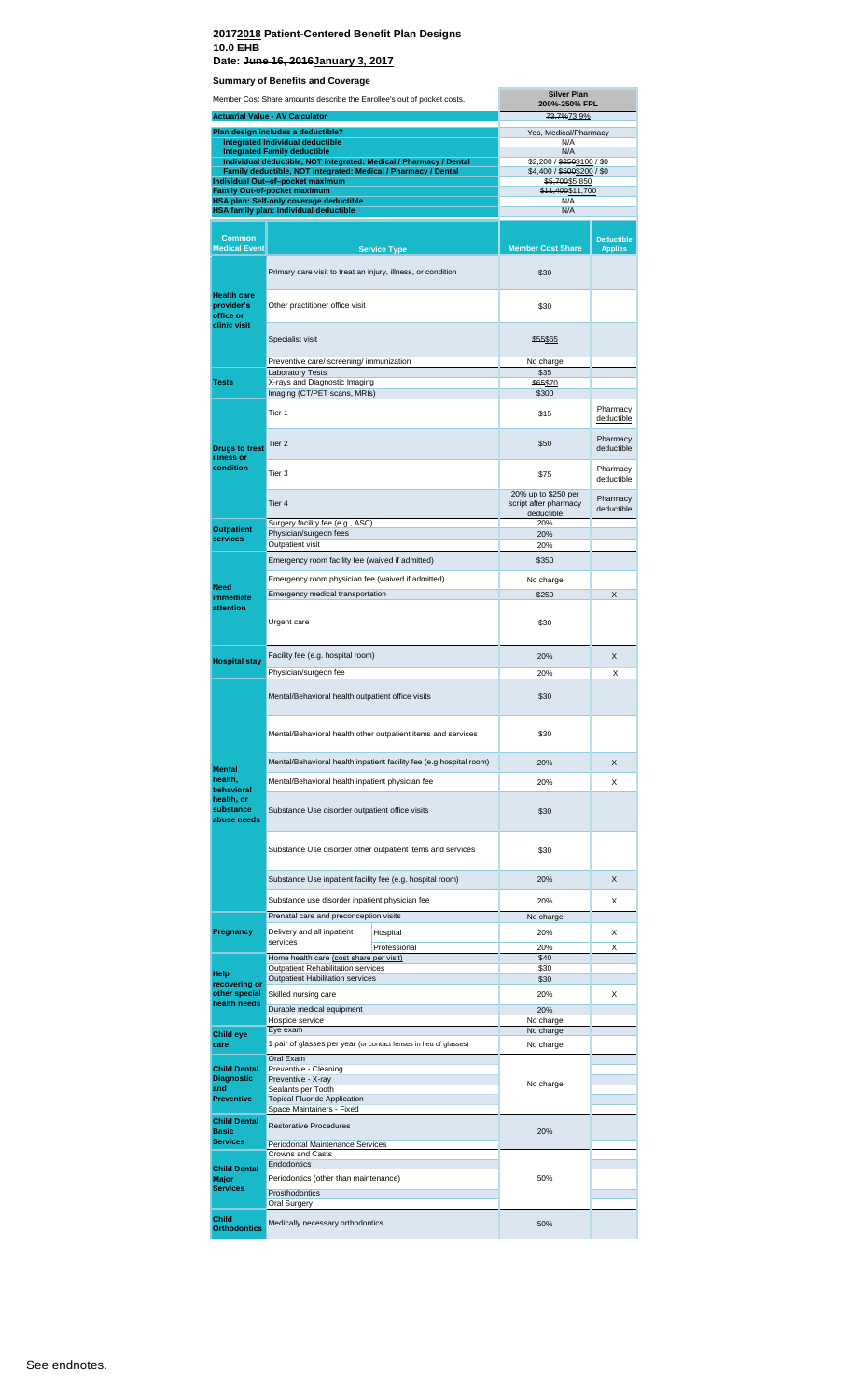# ~~2017~~2018 Patient-Centered Benefit Plan Designs
# 10.0 EHB
# Date: ~~June 16, 2016~~January 3, 2017

## Summary of Benefits and Coverage

| Member Cost Share amounts describe the Enrollee's out of pocket costs. | Silver Plan 200%-250% FPL |
|---|---|
| **Actuarial Value - AV Calculator** | ~~73.7%~~73.9% |
| **Plan design includes a deductible?** | Yes, Medical/Pharmacy |
| **Integrated Individual deductible** | N/A |
| **Integrated Family deductible** | N/A |
| **Individual deductible, NOT integrated: Medical / Pharmacy / Dental** | $2,200 / ~~$250~~$100 / $0 |
| **Family deductible, NOT integrated: Medical / Pharmacy / Dental** | $4,400 / ~~$500~~$200 / $0 |
| **Individual Out-of-pocket maximum** | ~~$5,700~~$5,850 |
| **Family Out-of-pocket maximum** | ~~$11,400~~$11,700 |
| **HSA plan: Self-only coverage deductible** | N/A |
| **HSA family plan: Individual deductible** | N/A |

| Common Medical Event | Service Type | | Member Cost Share | Deductible Applies |
|---|---|---|---|---|
| Health care provider's office or clinic visit | Primary care visit to treat an injury, illness, or condition | | $30 | |
| | Other practitioner office visit | | $30 | |
| | Specialist visit | | ~~$55~~$65 | |
| | Preventive care/ screening/ immunization | | No charge | |
| Tests | Laboratory Tests | | $35 | |
| | X-rays and Diagnostic Imaging | | ~~$65~~$70 | |
| | Imaging (CT/PET scans, MRIs) | | $300 | |
| Drugs to treat illness or condition | Tier 1 | | $15 | Pharmacy deductible |
| | Tier 2 | | $50 | Pharmacy deductible |
| | Tier 3 | | $75 | Pharmacy deductible |
| | Tier 4 | | 20% up to $250 per script after pharmacy deductible | Pharmacy deductible |
| Outpatient services | Surgery facility fee (e.g., ASC) | | 20% | |
| | Physician/surgeon fees | | 20% | |
| | Outpatient visit | | 20% | |
| Need immediate attention | Emergency room facility fee (waived if admitted) | | $350 | |
| | Emergency room physician fee (waived if admitted) | | No charge | |
| | Emergency medical transportation | | $250 | X |
| | Urgent care | | $30 | |
| Hospital stay | Facility fee (e.g. hospital room) | | 20% | X |
| | Physician/surgeon fee | | 20% | X |
| Mental health, behavioral health, or substance abuse needs | Mental/Behavioral health outpatient office visits | | $30 | |
| | Mental/Behavioral health other outpatient items and services | | $30 | |
| | Mental/Behavioral health inpatient facility fee (e.g.hospital room) | | 20% | X |
| | Mental/Behavioral health inpatient physician fee | | 20% | X |
| | Substance Use disorder outpatient office visits | | $30 | |
| | Substance Use disorder other outpatient items and services | | $30 | |
| | Substance Use inpatient facility fee (e.g. hospital room) | | 20% | X |
| | Substance use disorder inpatient physician fee | | 20% | X |
| Pregnancy | Prenatal care and preconception visits | | No charge | |
| | Delivery and all inpatient services | Hospital | 20% | X |
| | | Professional | 20% | X |
| Help recovering or other special health needs | Home health care (cost share per visit) | | $40 | |
| | Outpatient Rehabilitation services | | $30 | |
| | Outpatient Habilitation services | | $30 | |
| | Skilled nursing care | | 20% | X |
| | Durable medical equipment | | 20% | |
| | Hospice service | | No charge | |
| Child eye care | Eye exam | | No charge | |
| | 1 pair of glasses per year (or contact lenses in lieu of glasses) | | No charge | |
| Child Dental Diagnostic and Preventive | Oral Exam | | No charge | |
| | Preventive - Cleaning | | | |
| | Preventive - X-ray | | | |
| | Sealants per Tooth | | | |
| | Topical Fluoride Application | | | |
| | Space Maintainers - Fixed | | | |
| Child Dental Basic Services | Restorative Procedures | | 20% | |
| | Periodontal Maintenance Services | | | |
| Child Dental Major Services | Crowns and Casts | | 50% | |
| | Endodontics | | | |
| | Periodontics (other than maintenance) | | | |
| | Prosthodontics | | | |
| | Oral Surgery | | | |
| Child Orthodontics | Medically necessary orthodontics | | 50% | |

See endnotes.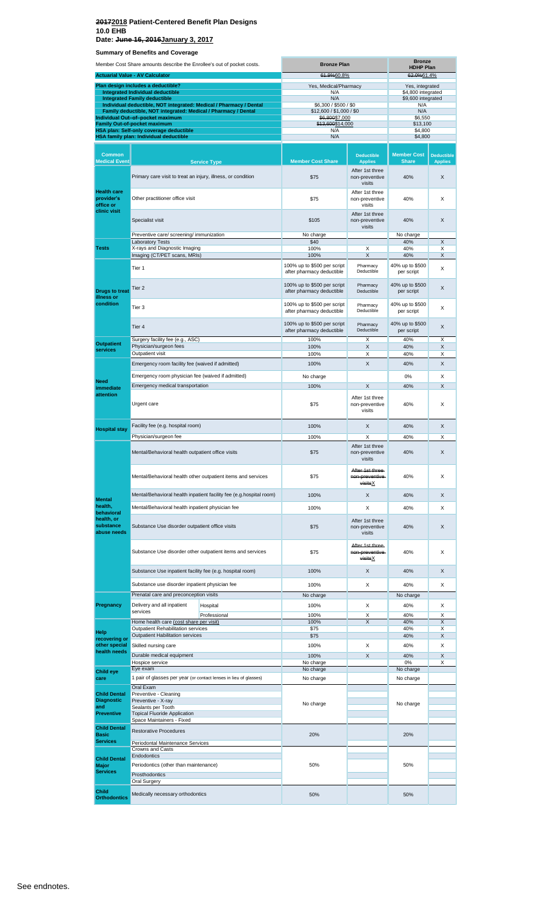# ~~2017~~2018 Patient-Centered Benefit Plan Designs
## 10.0 EHB
## Date: ~~June 16, 2016~~January 3, 2017

### Summary of Benefits and Coverage

| Member Cost Share amounts describe the Enrollee's out of pocket costs. | Bronze Plan | Bronze HDHP Plan |
|---|---|---|
| **Actuarial Value - AV Calculator** | ~~61.9%~~60.8% | ~~62.0%~~61.4% |
| **Plan design includes a deductible?** | Yes, Medical/Pharmacy | Yes, integrated |
| **Integrated Individual deductible** | N/A | $4,800 integrated |
| **Integrated Family deductible** | N/A | $9,600 integrated |
| **Individual deductible, NOT integrated: Medical / Pharmacy / Dental** | $6,300 / $500 / $0 | N/A |
| **Family deductible, NOT integrated: Medical / Pharmacy / Dental** | $12,600 / $1,000 / $0 | N/A |
| **Individual Out–of–pocket maximum** | ~~$6,800~~$7,000 | $6,550 |
| **Family Out-of-pocket maximum** | ~~$13,600~~$14,000 | $13,100 |
| **HSA plan: Self-only coverage deductible** | N/A | $4,800 |
| **HSA family plan: Individual deductible** | N/A | $4,800 |

| Common Medical Event | Service Type | | Member Cost Share | Deductible Applies | Member Cost Share | Deductible Applies |
|---|---|---|---|---|---|---|
| Health care provider's office or clinic visit | Primary care visit to treat an injury, illness, or condition | | $75 | After 1st three non-preventive visits | 40% | X |
| | Other practitioner office visit | | $75 | After 1st three non-preventive visits | 40% | X |
| | Specialist visit | | $105 | After 1st three non-preventive visits | 40% | X |
| | Preventive care/ screening/ immunization | | No charge | | No charge | |
| Tests | Laboratory Tests | | $40 | | 40% | X |
| | X-rays and Diagnostic Imaging | | 100% | X | 40% | X |
| | Imaging (CT/PET scans, MRIs) | | 100% | X | 40% | X |
| Drugs to treat illness or condition | Tier 1 | | 100% up to $500 per script after pharmacy deductible | Pharmacy Deductible | 40% up to $500 per script | X |
| | Tier 2 | | 100% up to $500 per script after pharmacy deductible | Pharmacy Deductible | 40% up to $500 per script | X |
| | Tier 3 | | 100% up to $500 per script after pharmacy deductible | Pharmacy Deductible | 40% up to $500 per script | X |
| | Tier 4 | | 100% up to $500 per script after pharmacy deductible | Pharmacy Deductible | 40% up to $500 per script | X |
| Outpatient services | Surgery facility fee (e.g., ASC) | | 100% | X | 40% | X |
| | Physician/surgeon fees | | 100% | X | 40% | X |
| | Outpatient visit | | 100% | X | 40% | X |
| Need immediate attention | Emergency room facility fee (waived if admitted) | | 100% | X | 40% | X |
| | Emergency room physician fee (waived if admitted) | | No charge | | 0% | X |
| | Emergency medical transportation | | 100% | X | 40% | X |
| | Urgent care | | $75 | After 1st three non-preventive visits | 40% | X |
| Hospital stay | Facility fee (e.g. hospital room) | | 100% | X | 40% | X |
| | Physician/surgeon fee | | 100% | X | 40% | X |
| Mental health, behavioral health, or substance abuse needs | Mental/Behavioral health outpatient office visits | | $75 | After 1st three non-preventive visits | 40% | X |
| | Mental/Behavioral health other outpatient items and services | | $75 | ~~After 1st three non-preventive visits~~X | 40% | X |
| | Mental/Behavioral health inpatient facility fee (e.g.hospital room) | | 100% | X | 40% | X |
| | Mental/Behavioral health inpatient physician fee | | 100% | X | 40% | X |
| | Substance Use disorder outpatient office visits | | $75 | After 1st three non-preventive visits | 40% | X |
| | Substance Use disorder other outpatient items and services | | $75 | ~~After 1st three non-preventive visits~~X | 40% | X |
| | Substance Use inpatient facility fee (e.g. hospital room) | | 100% | X | 40% | X |
| | Substance use disorder inpatient physician fee | | 100% | X | 40% | X |
| Pregnancy | Prenatal care and preconception visits | | No charge | | No charge | |
| | Delivery and all inpatient services | Hospital | 100% | X | 40% | X |
| | | Professional | 100% | X | 40% | X |
| Help recovering or other special health needs | Home health care (cost share per visit) | | 100% | X | 40% | X |
| | Outpatient Rehabilitation services | | $75 | | 40% | X |
| | Outpatient Habilitation services | | $75 | | 40% | X |
| | Skilled nursing care | | 100% | X | 40% | X |
| | Durable medical equipment | | 100% | X | 40% | X |
| | Hospice service | | No charge | | 0% | X |
| Child eye care | Eye exam | | No charge | | No charge | |
| | 1 pair of glasses per year (or contact lenses in lieu of glasses) | | No charge | | No charge | |
| Child Dental Diagnostic and Preventive | Oral Exam | | No charge | | No charge | |
| | Preventive - Cleaning | | | | | |
| | Preventive - X-ray | | | | | |
| | Sealants per Tooth | | | | | |
| | Topical Fluoride Application | | | | | |
| | Space Maintainers - Fixed | | | | | |
| Child Dental Basic Services | Restorative Procedures | | 20% | | 20% | |
| | Periodontal Maintenance Services | | | | | |
| Child Dental Major Services | Crowns and Casts | | 50% | | 50% | |
| | Endodontics | | | | | |
| | Periodontics (other than maintenance) | | | | | |
| | Prosthodontics | | | | | |
| | Oral Surgery | | | | | |
| Child Orthodontics | Medically necessary orthodontics | | 50% | | 50% | |

See endnotes.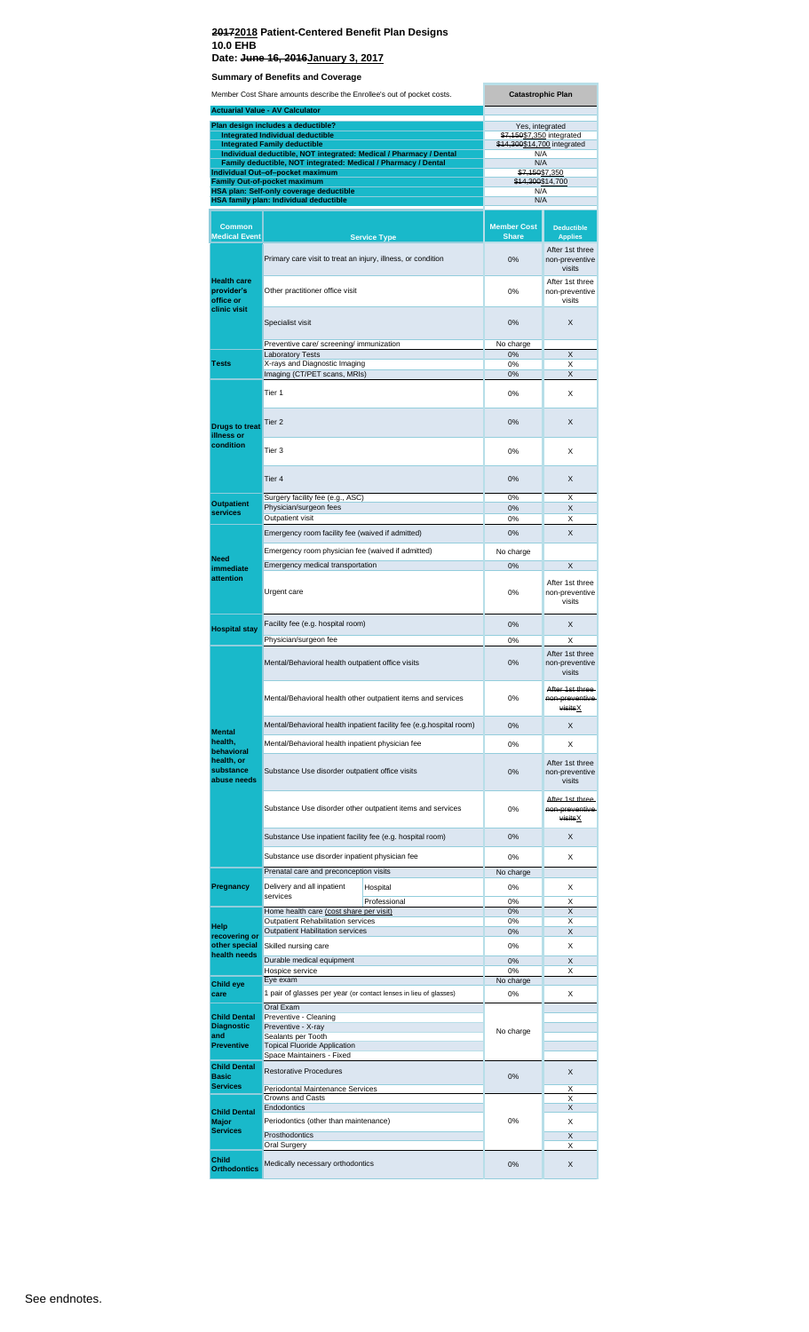# ~~2017~~2018 Patient-Centered Benefit Plan Designs
## 10.0 EHB
## Date: ~~June 16, 2016~~January 3, 2017

### Summary of Benefits and Coverage

| Member Cost Share amounts describe the Enrollee's out of pocket costs. | Catastrophic Plan |
|---|---|
| **Actuarial Value - AV Calculator** | |
| **Plan design includes a deductible?** | Yes, integrated |
| **Integrated Individual deductible** | ~~$7,150~~$7,350 integrated |
| **Integrated Family deductible** | ~~$14,300~~$14,700 integrated |
| **Individual deductible, NOT integrated: Medical / Pharmacy / Dental** | N/A |
| **Family deductible, NOT integrated: Medical / Pharmacy / Dental** | N/A |
| **Individual Out-of-pocket maximum** | ~~$7,150~~$7,350 |
| **Family Out-of-pocket maximum** | ~~$14,300~~$14,700 |
| **HSA plan: Self-only coverage deductible** | N/A |
| **HSA family plan: Individual deductible** | N/A |

| Common Medical Event | Service Type | | Member Cost Share | Deductible Applies |
|---|---|---|---|---|
| Health care provider's office or clinic visit | Primary care visit to treat an injury, illness, or condition | | 0% | After 1st three non-preventive visits |
| | Other practitioner office visit | | 0% | After 1st three non-preventive visits |
| | Specialist visit | | 0% | X |
| | Preventive care/ screening/ immunization | | No charge | |
| Tests | Laboratory Tests | | 0% | X |
| | X-rays and Diagnostic Imaging | | 0% | X |
| | Imaging (CT/PET scans, MRIs) | | 0% | X |
| Drugs to treat illness or condition | Tier 1 | | 0% | X |
| | Tier 2 | | 0% | X |
| | Tier 3 | | 0% | X |
| | Tier 4 | | 0% | X |
| Outpatient services | Surgery facility fee (e.g., ASC) | | 0% | X |
| | Physician/surgeon fees | | 0% | X |
| | Outpatient visit | | 0% | X |
| Need immediate attention | Emergency room facility fee (waived if admitted) | | 0% | X |
| | Emergency room physician fee (waived if admitted) | | No charge | |
| | Emergency medical transportation | | 0% | X |
| | Urgent care | | 0% | After 1st three non-preventive visits |
| Hospital stay | Facility fee (e.g. hospital room) | | 0% | X |
| | Physician/surgeon fee | | 0% | X |
| Mental health, behavioral health, or substance abuse needs | Mental/Behavioral health outpatient office visits | | 0% | After 1st three non-preventive visits |
| | Mental/Behavioral health other outpatient items and services | | 0% | ~~After 1st three non-preventive visits~~X |
| | Mental/Behavioral health inpatient facility fee (e.g.hospital room) | | 0% | X |
| | Mental/Behavioral health inpatient physician fee | | 0% | X |
| | Substance Use disorder outpatient office visits | | 0% | After 1st three non-preventive visits |
| | Substance Use disorder other outpatient items and services | | 0% | ~~After 1st three non-preventive visits~~X |
| | Substance Use inpatient facility fee (e.g. hospital room) | | 0% | X |
| | Substance use disorder inpatient physician fee | | 0% | X |
| Pregnancy | Prenatal care and preconception visits | | No charge | |
| | Delivery and all inpatient services | Hospital | 0% | X |
| | | Professional | 0% | X |
| Help recovering or other special health needs | Home health care (cost share per visit) | | 0% | X |
| | Outpatient Rehabilitation services | | 0% | X |
| | Outpatient Habilitation services | | 0% | X |
| | Skilled nursing care | | 0% | X |
| | Durable medical equipment | | 0% | X |
| | Hospice service | | 0% | X |
| Child eye care | Eye exam | | No charge | |
| | 1 pair of glasses per year (or contact lenses in lieu of glasses) | | 0% | X |
| Child Dental Diagnostic and Preventive | Oral Exam | | No charge | |
| | Preventive - Cleaning | | | |
| | Preventive - X-ray | | | |
| | Sealants per Tooth | | | |
| | Topical Fluoride Application | | | |
| | Space Maintainers - Fixed | | | |
| Child Dental Basic Services | Restorative Procedures | | 0% | X |
| | Periodontal Maintenance Services | | | X |
| Child Dental Major Services | Crowns and Casts | | 0% | X |
| | Endodontics | | | X |
| | Periodontics (other than maintenance) | | | X |
| | Prosthodontics | | | X |
| | Oral Surgery | | | X |
| Child Orthodontics | Medically necessary orthodontics | | 0% | X |

See endnotes.